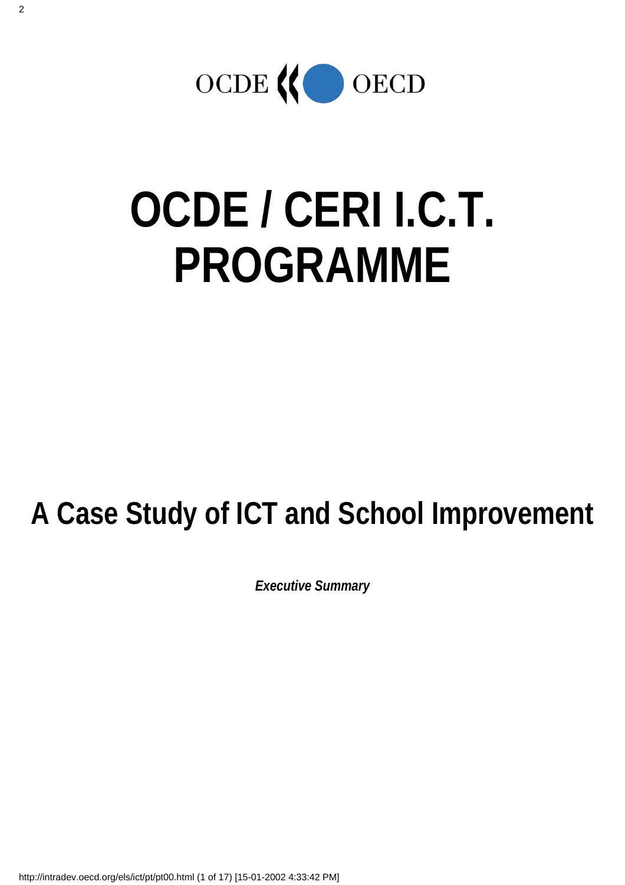OCDE OECD

# OCDE / CERI I.C.T. PROGRAMME

## A Case Study of ICT and School Improvement

***Executive Summary***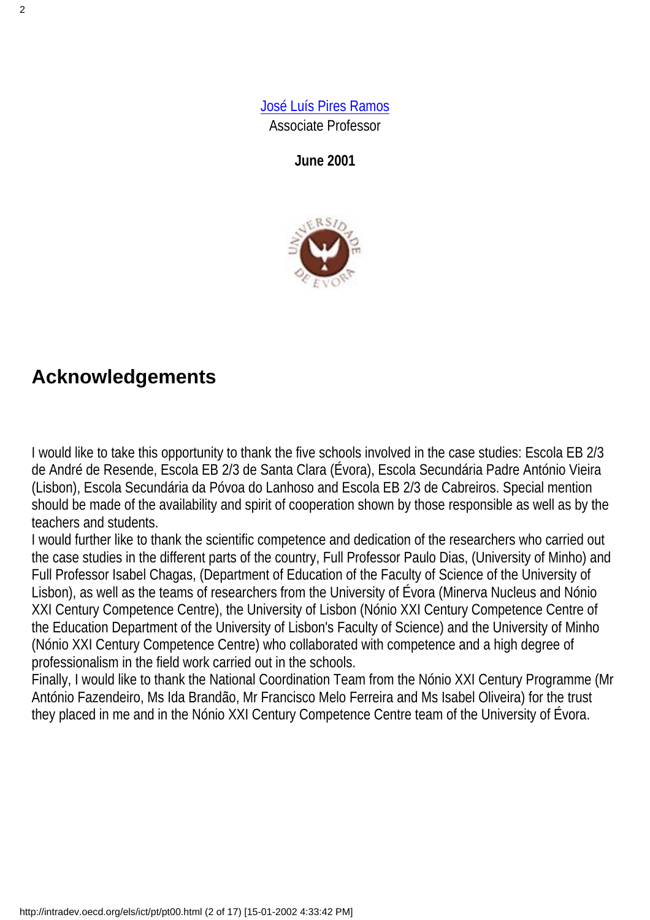José Luís Pires Ramos
Associate Professor

**June 2001**

## Acknowledgements

I would like to take this opportunity to thank the five schools involved in the case studies: Escola EB 2/3 de André de Resende, Escola EB 2/3 de Santa Clara (Évora), Escola Secundária Padre António Vieira (Lisbon), Escola Secundária da Póvoa do Lanhoso and Escola EB 2/3 de Cabreiros. Special mention should be made of the availability and spirit of cooperation shown by those responsible as well as by the teachers and students.

I would further like to thank the scientific competence and dedication of the researchers who carried out the case studies in the different parts of the country, Full Professor Paulo Dias, (University of Minho) and Full Professor Isabel Chagas, (Department of Education of the Faculty of Science of the University of Lisbon), as well as the teams of researchers from the University of Évora (Minerva Nucleus and Nónio XXI Century Competence Centre), the University of Lisbon (Nónio XXI Century Competence Centre of the Education Department of the University of Lisbon's Faculty of Science) and the University of Minho (Nónio XXI Century Competence Centre) who collaborated with competence and a high degree of professionalism in the field work carried out in the schools.

Finally, I would like to thank the National Coordination Team from the Nónio XXI Century Programme (Mr António Fazendeiro, Ms Ida Brandão, Mr Francisco Melo Ferreira and Ms Isabel Oliveira) for the trust they placed in me and in the Nónio XXI Century Competence Centre team of the University of Évora.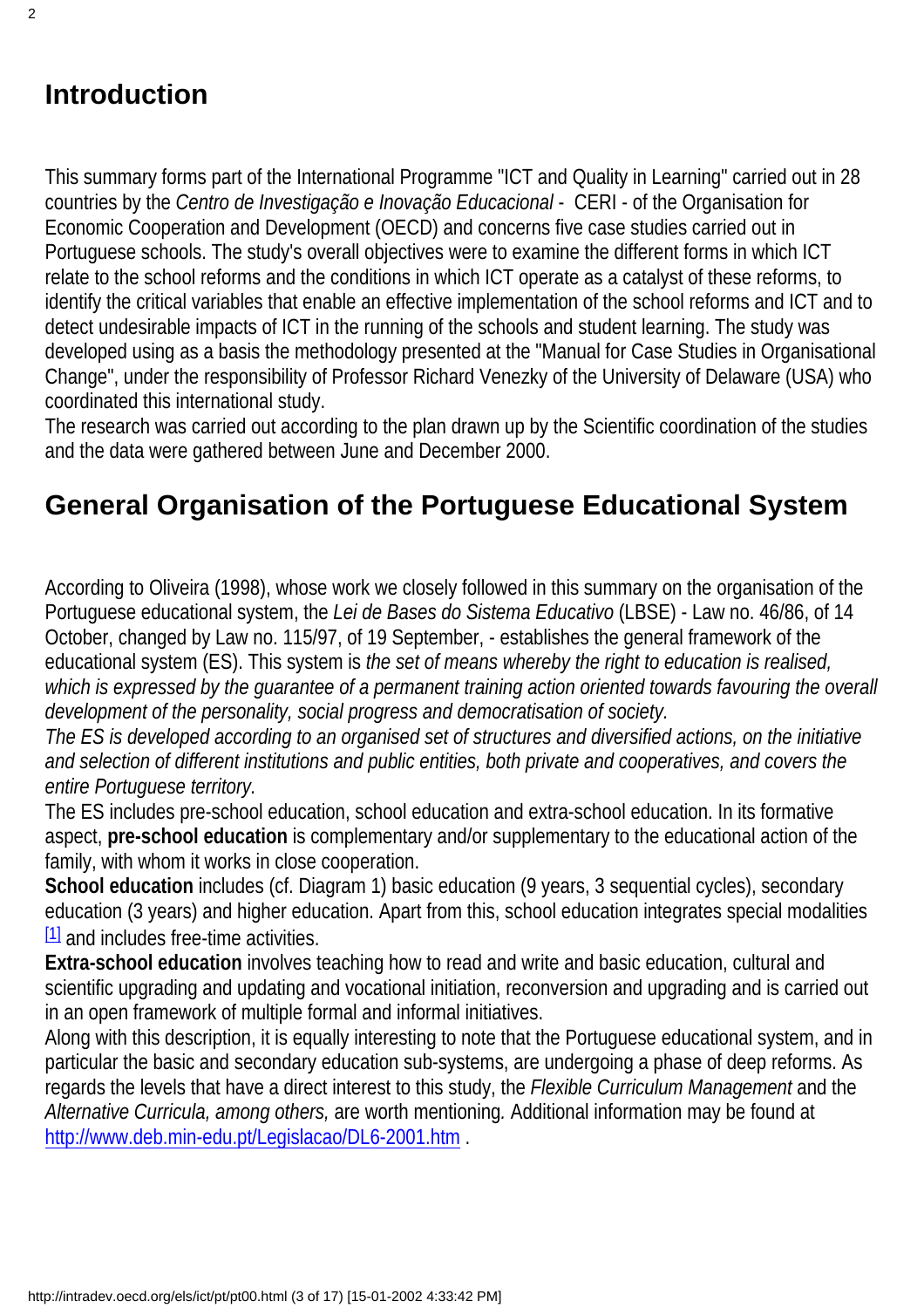# Introduction

This summary forms part of the International Programme "ICT and Quality in Learning" carried out in 28 countries by the *Centro de Investigação e Inovação Educacional* - CERI - of the Organisation for Economic Cooperation and Development (OECD) and concerns five case studies carried out in Portuguese schools. The study's overall objectives were to examine the different forms in which ICT relate to the school reforms and the conditions in which ICT operate as a catalyst of these reforms, to identify the critical variables that enable an effective implementation of the school reforms and ICT and to detect undesirable impacts of ICT in the running of the schools and student learning. The study was developed using as a basis the methodology presented at the "Manual for Case Studies in Organisational Change", under the responsibility of Professor Richard Venezky of the University of Delaware (USA) who coordinated this international study.

The research was carried out according to the plan drawn up by the Scientific coordination of the studies and the data were gathered between June and December 2000.

# General Organisation of the Portuguese Educational System

According to Oliveira (1998), whose work we closely followed in this summary on the organisation of the Portuguese educational system, the *Lei de Bases do Sistema Educativo* (LBSE) - Law no. 46/86, of 14 October, changed by Law no. 115/97, of 19 September, - establishes the general framework of the educational system (ES). This system is *the set of means whereby the right to education is realised, which is expressed by the guarantee of a permanent training action oriented towards favouring the overall development of the personality, social progress and democratisation of society.*

*The ES is developed according to an organised set of structures and diversified actions, on the initiative and selection of different institutions and public entities, both private and cooperatives, and covers the entire Portuguese territory.*

The ES includes pre-school education, school education and extra-school education. In its formative aspect, **pre-school education** is complementary and/or supplementary to the educational action of the family, with whom it works in close cooperation.

**School education** includes (cf. Diagram 1) basic education (9 years, 3 sequential cycles), secondary education (3 years) and higher education. Apart from this, school education integrates special modalities [1] and includes free-time activities.

**Extra-school education** involves teaching how to read and write and basic education, cultural and scientific upgrading and updating and vocational initiation, reconversion and upgrading and is carried out in an open framework of multiple formal and informal initiatives.

Along with this description, it is equally interesting to note that the Portuguese educational system, and in particular the basic and secondary education sub-systems, are undergoing a phase of deep reforms. As regards the levels that have a direct interest to this study, the *Flexible Curriculum Management* and the *Alternative Curricula, among others,* are worth mentioning. Additional information may be found at http://www.deb.min-edu.pt/Legislacao/DL6-2001.htm .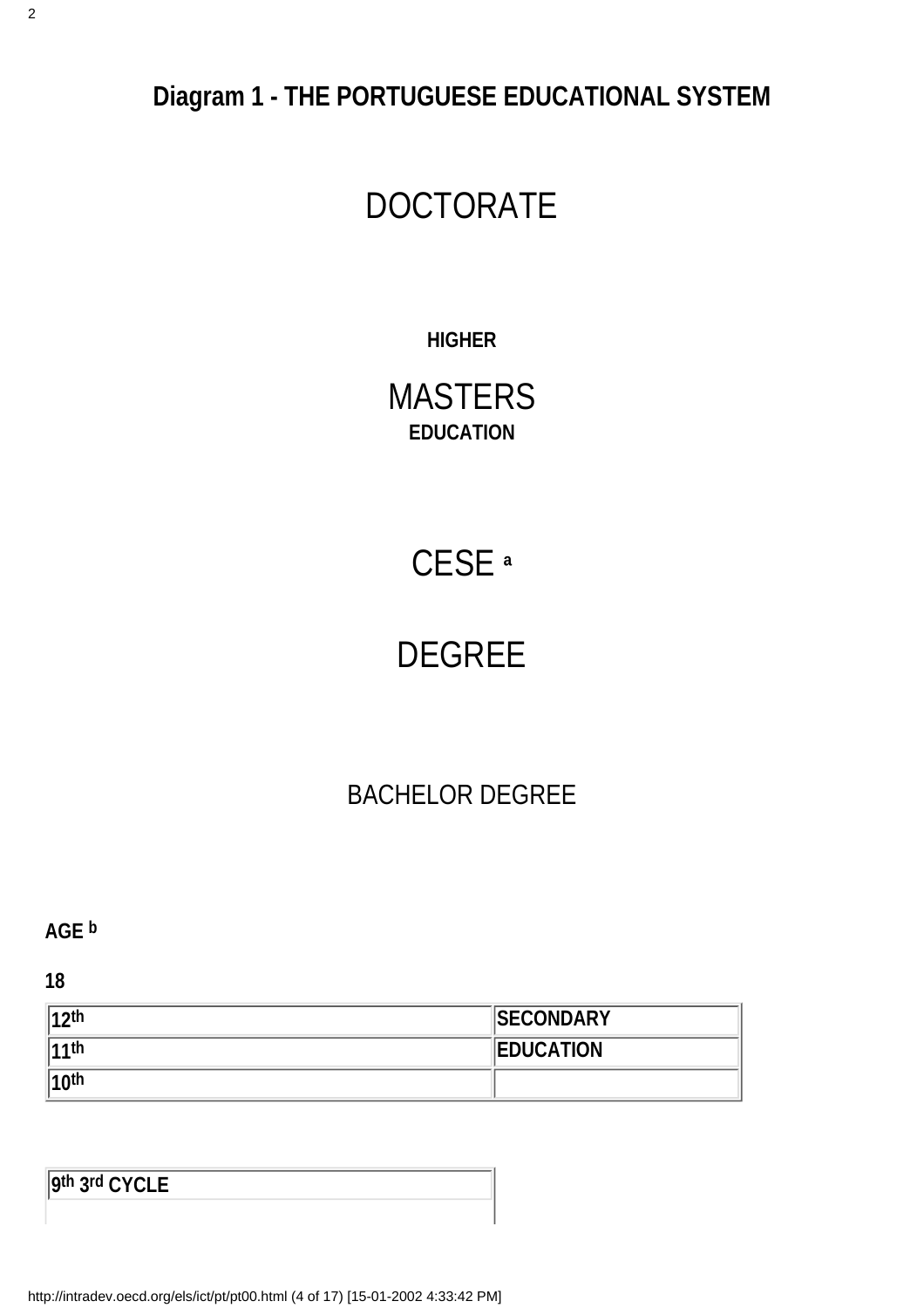**Diagram 1 - THE PORTUGUESE EDUCATIONAL SYSTEM**

DOCTORATE

**HIGHER**

MASTERS

**EDUCATION**

CESE [a]

DEGREE

BACHELOR DEGREE

**AGE [b]**

**18**

| | |
|---|---|
| **12th** | **SECONDARY** |
| **11th** | **EDUCATION** |
| **10th** | |

| |
|---|
| **9th 3rd CYCLE** |
| |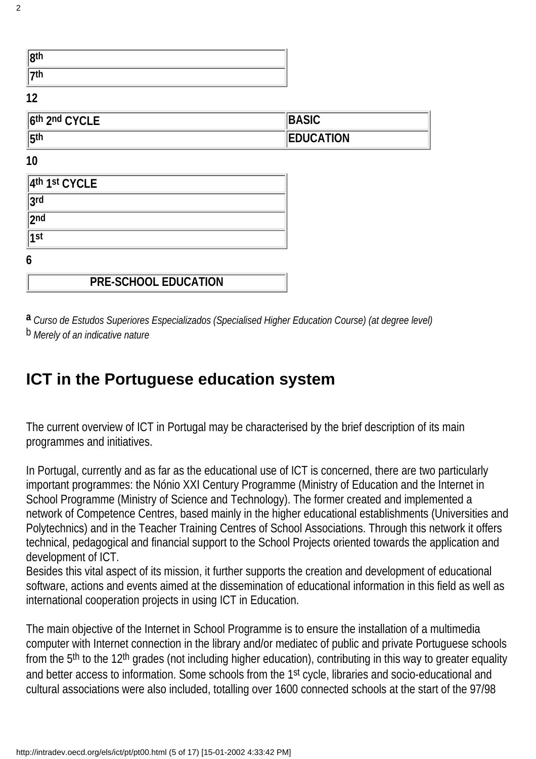| 8th | |
|---|---|
| 7th | |

12

| 6th 2nd CYCLE | BASIC |
|---|---|
| 5th | EDUCATION |

10

| 4th 1st CYCLE |
|---|
| 3rd |
| 2nd |
| 1st |

6

| PRE-SCHOOL EDUCATION |
|---|

**a** *Curso de Estudos Superiores Especializados (Specialised Higher Education Course) (at degree level)*
b *Merely of an indicative nature*

## ICT in the Portuguese education system

The current overview of ICT in Portugal may be characterised by the brief description of its main programmes and initiatives.

In Portugal, currently and as far as the educational use of ICT is concerned, there are two particularly important programmes: the Nónio XXI Century Programme (Ministry of Education and the Internet in School Programme (Ministry of Science and Technology). The former created and implemented a network of Competence Centres, based mainly in the higher educational establishments (Universities and Polytechnics) and in the Teacher Training Centres of School Associations. Through this network it offers technical, pedagogical and financial support to the School Projects oriented towards the application and development of ICT.
Besides this vital aspect of its mission, it further supports the creation and development of educational software, actions and events aimed at the dissemination of educational information in this field as well as international cooperation projects in using ICT in Education.

The main objective of the Internet in School Programme is to ensure the installation of a multimedia computer with Internet connection in the library and/or mediatec of public and private Portuguese schools from the 5th to the 12th grades (not including higher education), contributing in this way to greater equality and better access to information. Some schools from the 1st cycle, libraries and socio-educational and cultural associations were also included, totalling over 1600 connected schools at the start of the 97/98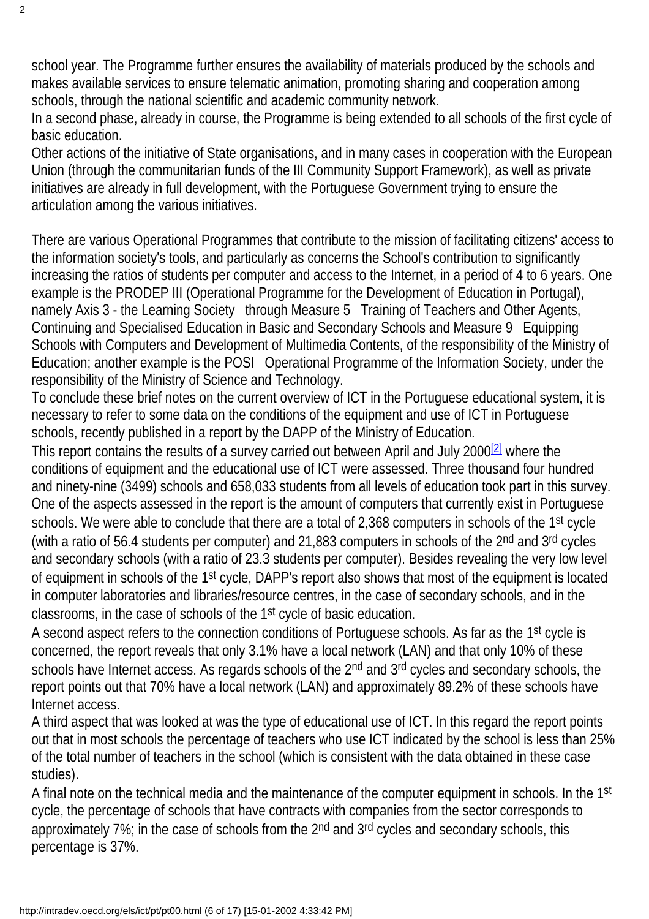school year. The Programme further ensures the availability of materials produced by the schools and makes available services to ensure telematic animation, promoting sharing and cooperation among schools, through the national scientific and academic community network.

In a second phase, already in course, the Programme is being extended to all schools of the first cycle of basic education.

Other actions of the initiative of State organisations, and in many cases in cooperation with the European Union (through the communitarian funds of the III Community Support Framework), as well as private initiatives are already in full development, with the Portuguese Government trying to ensure the articulation among the various initiatives.

There are various Operational Programmes that contribute to the mission of facilitating citizens' access to the information society's tools, and particularly as concerns the School's contribution to significantly increasing the ratios of students per computer and access to the Internet, in a period of 4 to 6 years. One example is the PRODEP III (Operational Programme for the Development of Education in Portugal), namely Axis 3 - the Learning Society through Measure 5 Training of Teachers and Other Agents, Continuing and Specialised Education in Basic and Secondary Schools and Measure 9 Equipping Schools with Computers and Development of Multimedia Contents, of the responsibility of the Ministry of Education; another example is the POSI Operational Programme of the Information Society, under the responsibility of the Ministry of Science and Technology.

To conclude these brief notes on the current overview of ICT in the Portuguese educational system, it is necessary to refer to some data on the conditions of the equipment and use of ICT in Portuguese schools, recently published in a report by the DAPP of the Ministry of Education.

This report contains the results of a survey carried out between April and July 2000[2] where the conditions of equipment and the educational use of ICT were assessed. Three thousand four hundred and ninety-nine (3499) schools and 658,033 students from all levels of education took part in this survey.

One of the aspects assessed in the report is the amount of computers that currently exist in Portuguese schools. We were able to conclude that there are a total of 2,368 computers in schools of the 1st cycle (with a ratio of 56.4 students per computer) and 21,883 computers in schools of the 2nd and 3rd cycles and secondary schools (with a ratio of 23.3 students per computer). Besides revealing the very low level of equipment in schools of the 1st cycle, DAPP's report also shows that most of the equipment is located in computer laboratories and libraries/resource centres, in the case of secondary schools, and in the classrooms, in the case of schools of the 1st cycle of basic education.

A second aspect refers to the connection conditions of Portuguese schools. As far as the 1st cycle is concerned, the report reveals that only 3.1% have a local network (LAN) and that only 10% of these schools have Internet access. As regards schools of the 2nd and 3rd cycles and secondary schools, the report points out that 70% have a local network (LAN) and approximately 89.2% of these schools have Internet access.

A third aspect that was looked at was the type of educational use of ICT. In this regard the report points out that in most schools the percentage of teachers who use ICT indicated by the school is less than 25% of the total number of teachers in the school (which is consistent with the data obtained in these case studies).

A final note on the technical media and the maintenance of the computer equipment in schools. In the 1st cycle, the percentage of schools that have contracts with companies from the sector corresponds to approximately 7%; in the case of schools from the 2nd and 3rd cycles and secondary schools, this percentage is 37%.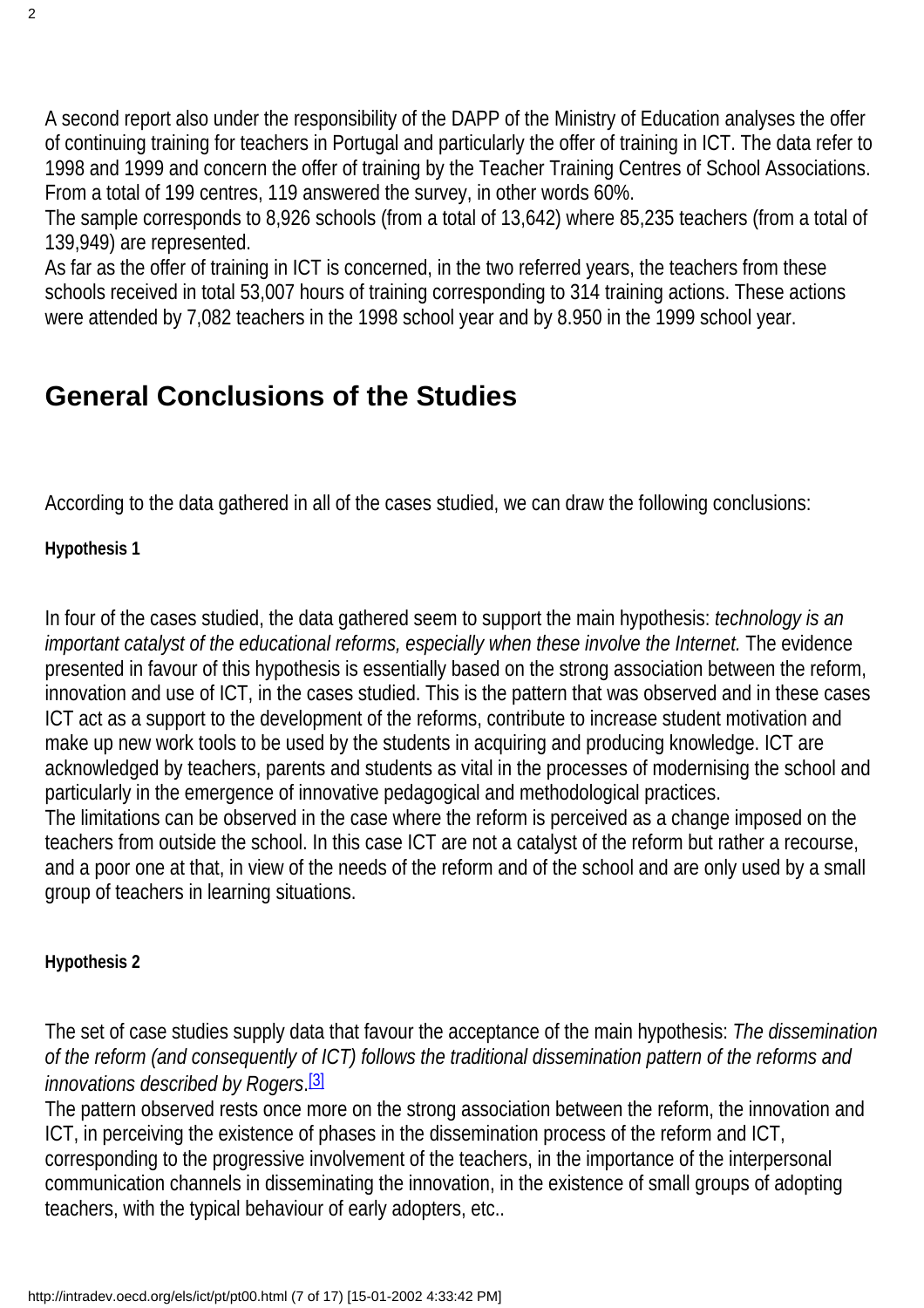A second report also under the responsibility of the DAPP of the Ministry of Education analyses the offer of continuing training for teachers in Portugal and particularly the offer of training in ICT. The data refer to 1998 and 1999 and concern the offer of training by the Teacher Training Centres of School Associations. From a total of 199 centres, 119 answered the survey, in other words 60%.
The sample corresponds to 8,926 schools (from a total of 13,642) where 85,235 teachers (from a total of 139,949) are represented.
As far as the offer of training in ICT is concerned, in the two referred years, the teachers from these schools received in total 53,007 hours of training corresponding to 314 training actions. These actions were attended by 7,082 teachers in the 1998 school year and by 8.950 in the 1999 school year.

## General Conclusions of the Studies

According to the data gathered in all of the cases studied, we can draw the following conclusions:

**Hypothesis 1**

In four of the cases studied, the data gathered seem to support the main hypothesis: *technology is an important catalyst of the educational reforms, especially when these involve the Internet.* The evidence presented in favour of this hypothesis is essentially based on the strong association between the reform, innovation and use of ICT, in the cases studied. This is the pattern that was observed and in these cases ICT act as a support to the development of the reforms, contribute to increase student motivation and make up new work tools to be used by the students in acquiring and producing knowledge. ICT are acknowledged by teachers, parents and students as vital in the processes of modernising the school and particularly in the emergence of innovative pedagogical and methodological practices.
The limitations can be observed in the case where the reform is perceived as a change imposed on the teachers from outside the school. In this case ICT are not a catalyst of the reform but rather a recourse, and a poor one at that, in view of the needs of the reform and of the school and are only used by a small group of teachers in learning situations.

**Hypothesis 2**

The set of case studies supply data that favour the acceptance of the main hypothesis: *The dissemination of the reform (and consequently of ICT) follows the traditional dissemination pattern of the reforms and innovations described by Rogers*.[3]
The pattern observed rests once more on the strong association between the reform, the innovation and ICT, in perceiving the existence of phases in the dissemination process of the reform and ICT, corresponding to the progressive involvement of the teachers, in the importance of the interpersonal communication channels in disseminating the innovation, in the existence of small groups of adopting teachers, with the typical behaviour of early adopters, etc..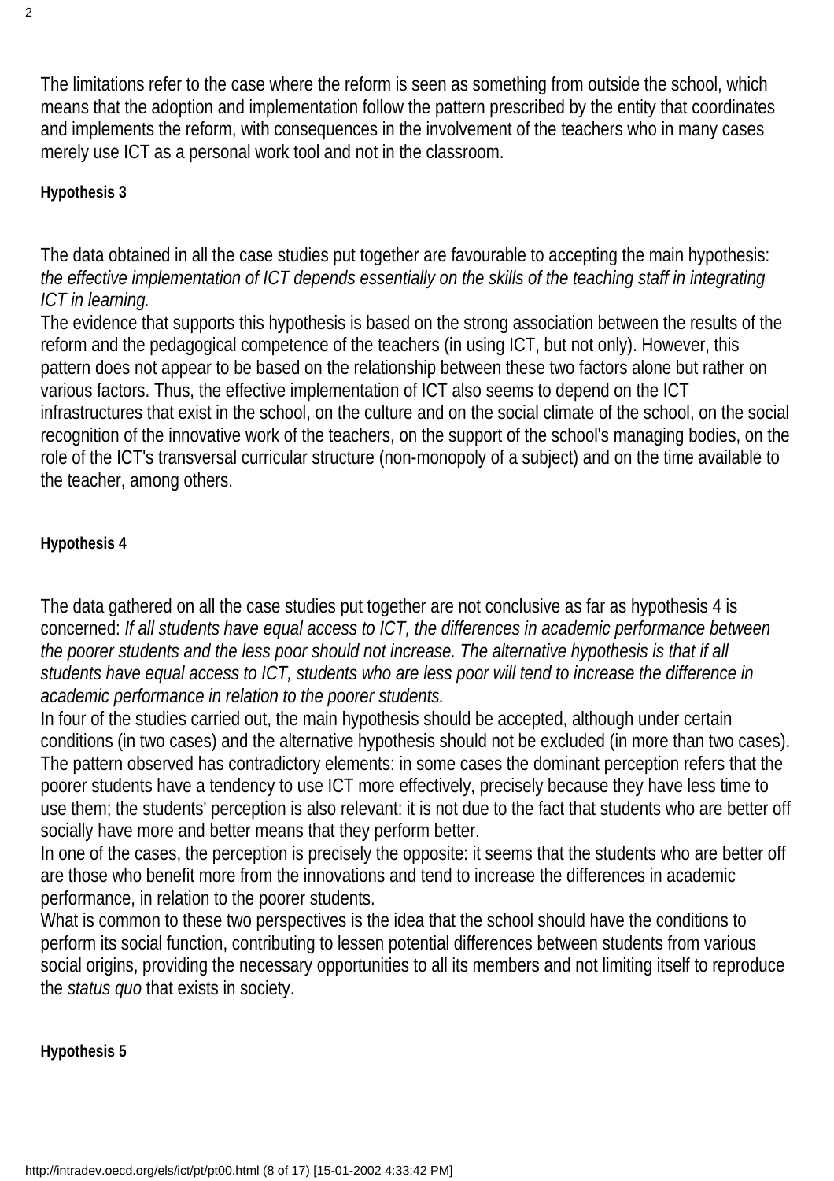The limitations refer to the case where the reform is seen as something from outside the school, which means that the adoption and implementation follow the pattern prescribed by the entity that coordinates and implements the reform, with consequences in the involvement of the teachers who in many cases merely use ICT as a personal work tool and not in the classroom.

**Hypothesis 3**

The data obtained in all the case studies put together are favourable to accepting the main hypothesis: *the effective implementation of ICT depends essentially on the skills of the teaching staff in integrating ICT in learning.*

The evidence that supports this hypothesis is based on the strong association between the results of the reform and the pedagogical competence of the teachers (in using ICT, but not only). However, this pattern does not appear to be based on the relationship between these two factors alone but rather on various factors. Thus, the effective implementation of ICT also seems to depend on the ICT infrastructures that exist in the school, on the culture and on the social climate of the school, on the social recognition of the innovative work of the teachers, on the support of the school's managing bodies, on the role of the ICT's transversal curricular structure (non-monopoly of a subject) and on the time available to the teacher, among others.

**Hypothesis 4**

The data gathered on all the case studies put together are not conclusive as far as hypothesis 4 is concerned: *If all students have equal access to ICT, the differences in academic performance between the poorer students and the less poor should not increase. The alternative hypothesis is that if all students have equal access to ICT, students who are less poor will tend to increase the difference in academic performance in relation to the poorer students.*

In four of the studies carried out, the main hypothesis should be accepted, although under certain conditions (in two cases) and the alternative hypothesis should not be excluded (in more than two cases). The pattern observed has contradictory elements: in some cases the dominant perception refers that the poorer students have a tendency to use ICT more effectively, precisely because they have less time to use them; the students' perception is also relevant: it is not due to the fact that students who are better off socially have more and better means that they perform better.

In one of the cases, the perception is precisely the opposite: it seems that the students who are better off are those who benefit more from the innovations and tend to increase the differences in academic performance, in relation to the poorer students.

What is common to these two perspectives is the idea that the school should have the conditions to perform its social function, contributing to lessen potential differences between students from various social origins, providing the necessary opportunities to all its members and not limiting itself to reproduce the *status quo* that exists in society.

**Hypothesis 5**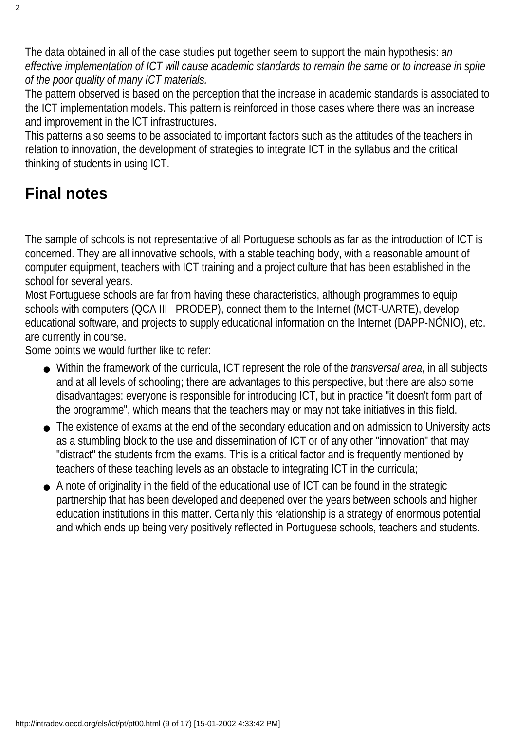The data obtained in all of the case studies put together seem to support the main hypothesis: *an effective implementation of ICT will cause academic standards to remain the same or to increase in spite of the poor quality of many ICT materials.*
The pattern observed is based on the perception that the increase in academic standards is associated to the ICT implementation models. This pattern is reinforced in those cases where there was an increase and improvement in the ICT infrastructures.
This patterns also seems to be associated to important factors such as the attitudes of the teachers in relation to innovation, the development of strategies to integrate ICT in the syllabus and the critical thinking of students in using ICT.

## Final notes

The sample of schools is not representative of all Portuguese schools as far as the introduction of ICT is concerned. They are all innovative schools, with a stable teaching body, with a reasonable amount of computer equipment, teachers with ICT training and a project culture that has been established in the school for several years.
Most Portuguese schools are far from having these characteristics, although programmes to equip schools with computers (QCA III PRODEP), connect them to the Internet (MCT-UARTE), develop educational software, and projects to supply educational information on the Internet (DAPP-NÓNIO), etc. are currently in course.
Some points we would further like to refer:

- Within the framework of the curricula, ICT represent the role of the *transversal area*, in all subjects and at all levels of schooling; there are advantages to this perspective, but there are also some disadvantages: everyone is responsible for introducing ICT, but in practice "it doesn't form part of the programme", which means that the teachers may or may not take initiatives in this field.
- The existence of exams at the end of the secondary education and on admission to University acts as a stumbling block to the use and dissemination of ICT or of any other "innovation" that may "distract" the students from the exams. This is a critical factor and is frequently mentioned by teachers of these teaching levels as an obstacle to integrating ICT in the curricula;
- A note of originality in the field of the educational use of ICT can be found in the strategic partnership that has been developed and deepened over the years between schools and higher education institutions in this matter. Certainly this relationship is a strategy of enormous potential and which ends up being very positively reflected in Portuguese schools, teachers and students.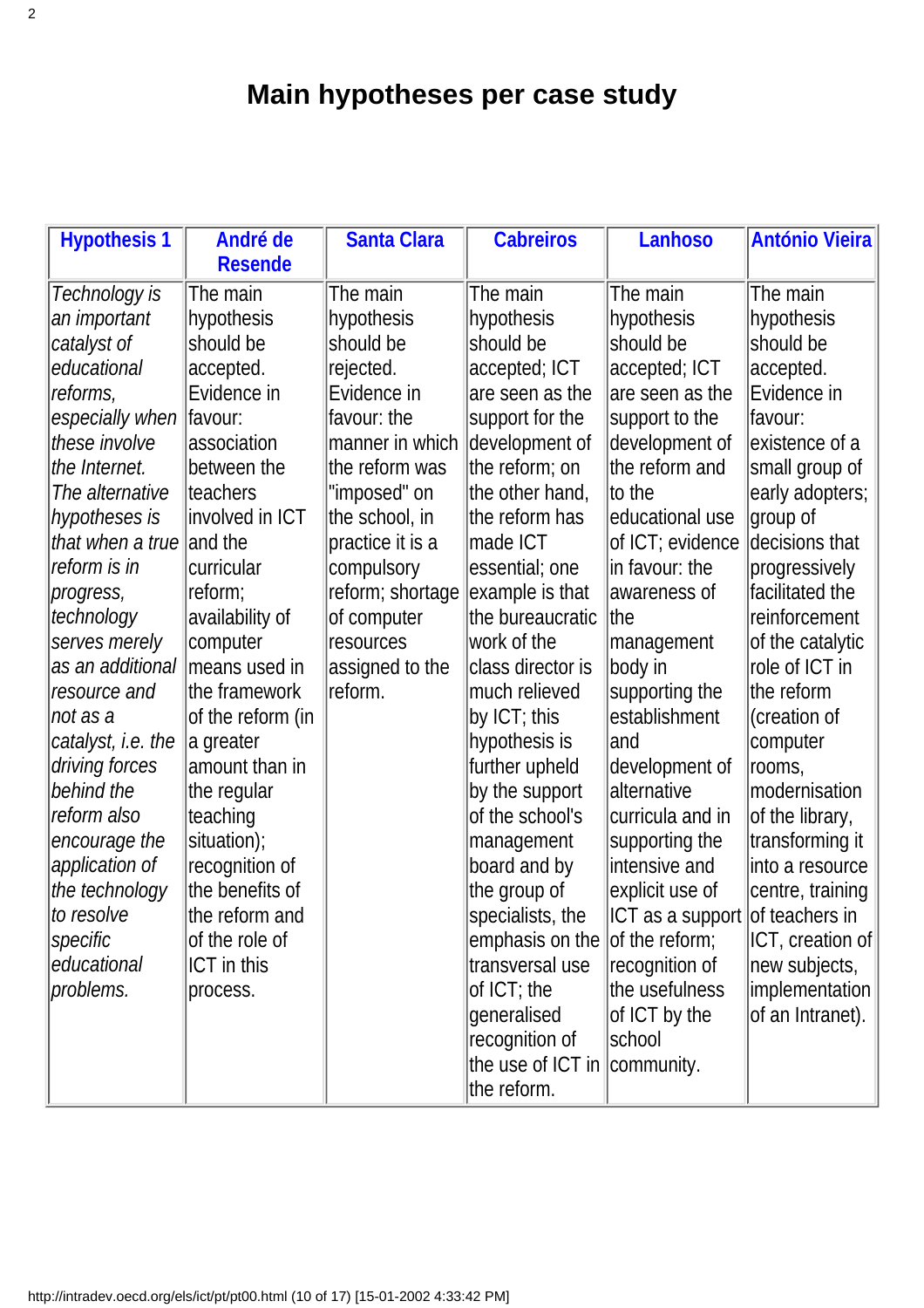# Main hypotheses per case study

| Hypothesis 1 | André de Resende | Santa Clara | Cabreiros | Lanhoso | António Vieira |
|---|---|---|---|---|---|
| *Technology is an important catalyst of educational reforms, especially when these involve the Internet. The alternative hypotheses is that when a true reform is in progress, technology serves merely as an additional resource and not as a catalyst, i.e. the driving forces behind the reform also encourage the application of the technology to resolve specific educational problems.* | The main hypothesis should be accepted. Evidence in favour: association between the teachers involved in ICT and the curricular reform; availability of computer means used in the framework of the reform (in a greater amount than in the regular teaching situation); recognition of the benefits of the reform and of the role of ICT in this process. | The main hypothesis should be rejected. Evidence in favour: the manner in which the reform was "imposed" on the school, in practice it is a compulsory reform; shortage of computer resources assigned to the reform. | The main hypothesis should be accepted; ICT are seen as the support for the development of the reform; on the other hand, the reform has made ICT essential; one example is that the bureaucratic work of the class director is much relieved by ICT; this hypothesis is further upheld by the support of the school's management board and by the group of specialists, the emphasis on the transversal use of ICT; the generalised recognition of the use of ICT in the reform. | The main hypothesis should be accepted; ICT are seen as the support to the development of the reform and to the educational use of ICT; evidence in favour: the awareness of the management body in supporting the establishment and development of alternative curricula and in supporting the intensive and explicit use of ICT as a support of the reform; recognition of the usefulness of ICT by the school community. | The main hypothesis should be accepted. Evidence in favour: existence of a small group of early adopters; group of decisions that progressively facilitated the reinforcement of the catalytic role of ICT in the reform (creation of computer rooms, modernisation of the library, transforming it into a resource centre, training of teachers in ICT, creation of new subjects, implementation of an Intranet). |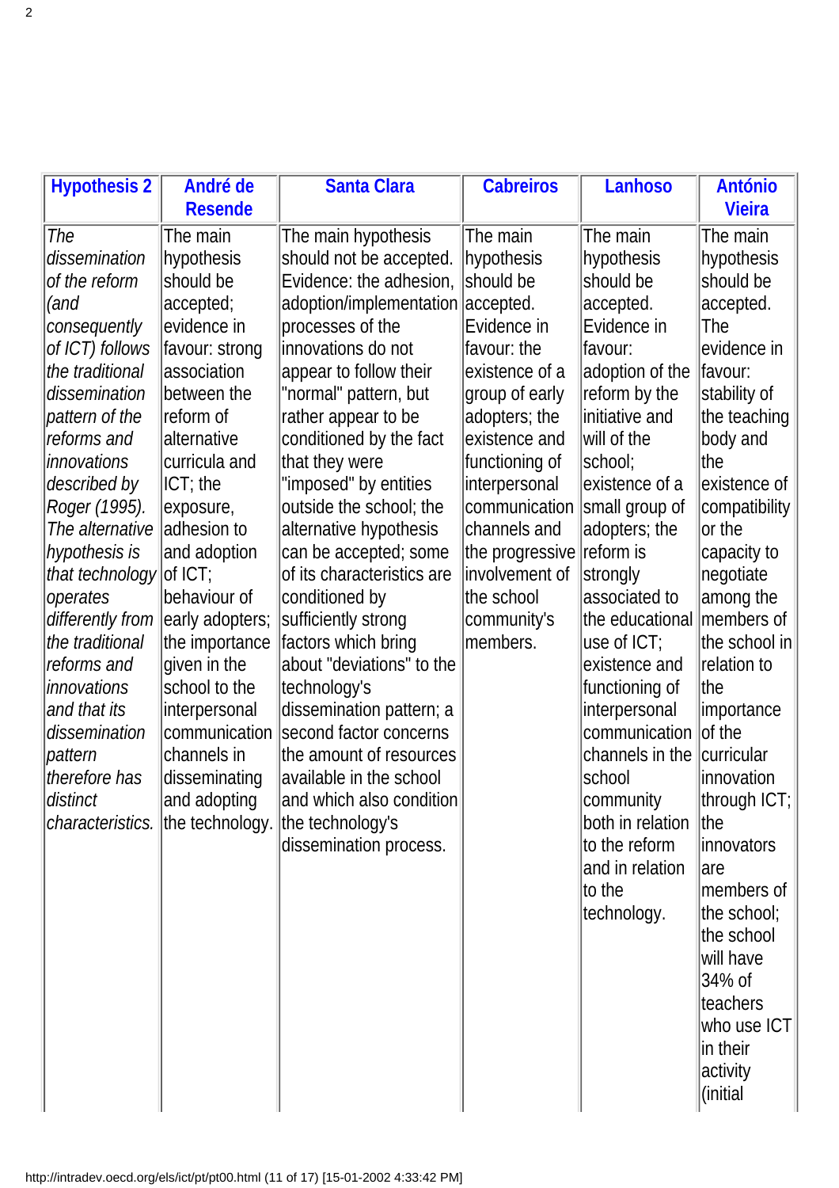| **Hypothesis 2** | **André de Resende** | **Santa Clara** | **Cabreiros** | **Lanhoso** | **António Vieira** |
|---|---|---|---|---|---|
| *The dissemination of the reform (and consequently of ICT) follows the traditional dissemination pattern of the reforms and innovations described by Roger (1995). The alternative hypothesis is that technology operates differently from the traditional reforms and innovations and that its dissemination pattern therefore has distinct characteristics.* | The main hypothesis should be accepted; evidence in favour: strong association between the reform of alternative curricula and ICT; the exposure, adhesion to and adoption of ICT; behaviour of early adopters; the importance given in the school to the interpersonal communication channels in disseminating and adopting the technology. | The main hypothesis should not be accepted. Evidence: the adhesion, adoption/implementation processes of the innovations do not appear to follow their "normal" pattern, but rather appear to be conditioned by the fact that they were "imposed" by entities outside the school; the alternative hypothesis can be accepted; some of its characteristics are conditioned by sufficiently strong factors which bring about "deviations" to the technology's dissemination pattern; a second factor concerns the amount of resources available in the school and which also condition the technology's dissemination process. | The main hypothesis should be accepted. Evidence in favour: the existence of a group of early adopters; the existence and functioning of interpersonal communication channels and the progressive involvement of the school community's members. | The main hypothesis should be accepted. Evidence in favour: adoption of the reform by the initiative and will of the school; existence of a small group of adopters; the reform is strongly associated to the educational use of ICT; existence and functioning of interpersonal communication channels in the school community both in relation to the reform and in relation to the technology. | The main hypothesis should be accepted. The evidence in favour: stability of the teaching body and the existence of compatibility or the capacity to negotiate among the members of the school in relation to the importance of the curricular innovation through ICT; the innovators are members of the school; the school will have 34% of teachers who use ICT in their activity (initial |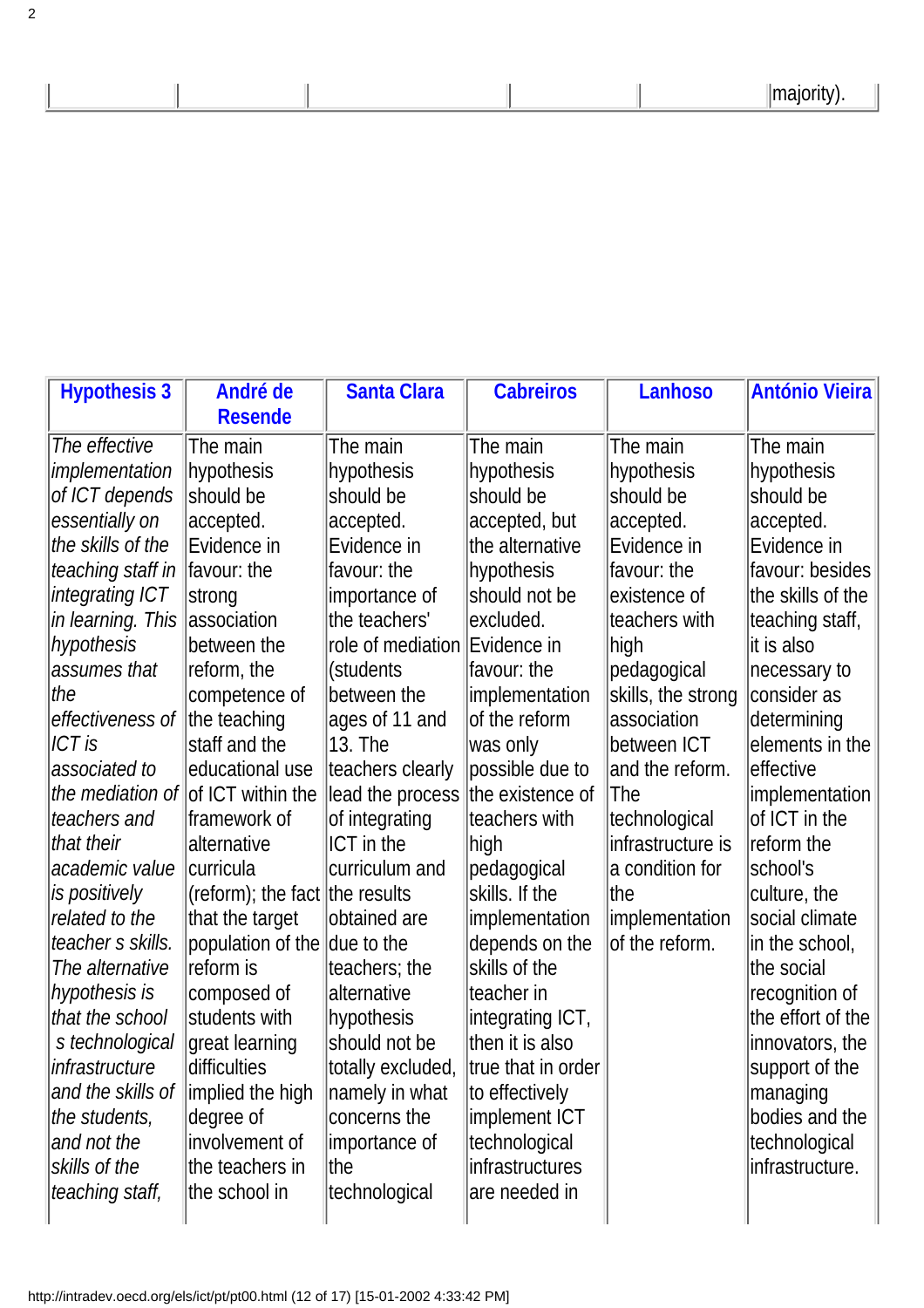| | | | | | majority). |
|---|---|---|---|---|---|

| Hypothesis 3 | André de Resende | Santa Clara | Cabreiros | Lanhoso | António Vieira |
|---|---|---|---|---|---|
| *The effective implementation of ICT depends essentially on the skills of the teaching staff in integrating ICT in learning. This hypothesis assumes that the effectiveness of ICT is associated to the mediation of teachers and that their academic value is positively related to the teacher s skills. The alternative hypothesis is that the school s technological infrastructure and the skills of the students, and not the skills of the teaching staff,* | The main hypothesis should be accepted. Evidence in favour: the strong association between the reform, the competence of the teaching staff and the educational use of ICT within the framework of alternative curricula (reform); the fact that the target population of the reform is composed of students with great learning difficulties implied the high degree of involvement of the teachers in the school in | The main hypothesis should be accepted. Evidence in favour: the importance of the teachers' role of mediation (students between the ages of 11 and 13. The teachers clearly lead the process of integrating ICT in the curriculum and the results obtained are due to the teachers; the alternative hypothesis should not be totally excluded, namely in what concerns the importance of the technological | The main hypothesis should be accepted, but the alternative hypothesis should not be excluded. Evidence in favour: the implementation of the reform was only possible due to the existence of teachers with high pedagogical skills. If the implementation depends on the skills of the teacher in integrating ICT, then it is also true that in order to effectively implement ICT technological infrastructures are needed in | The main hypothesis should be accepted. Evidence in favour: the existence of teachers with high pedagogical skills, the strong association between ICT and the reform. The technological infrastructure is a condition for the implementation of the reform. | The main hypothesis should be accepted. Evidence in favour: besides the skills of the teaching staff, it is also necessary to consider as determining elements in the effective implementation of ICT in the reform the school's culture, the social climate in the school, the social recognition of the effort of the innovators, the support of the managing bodies and the technological infrastructure. |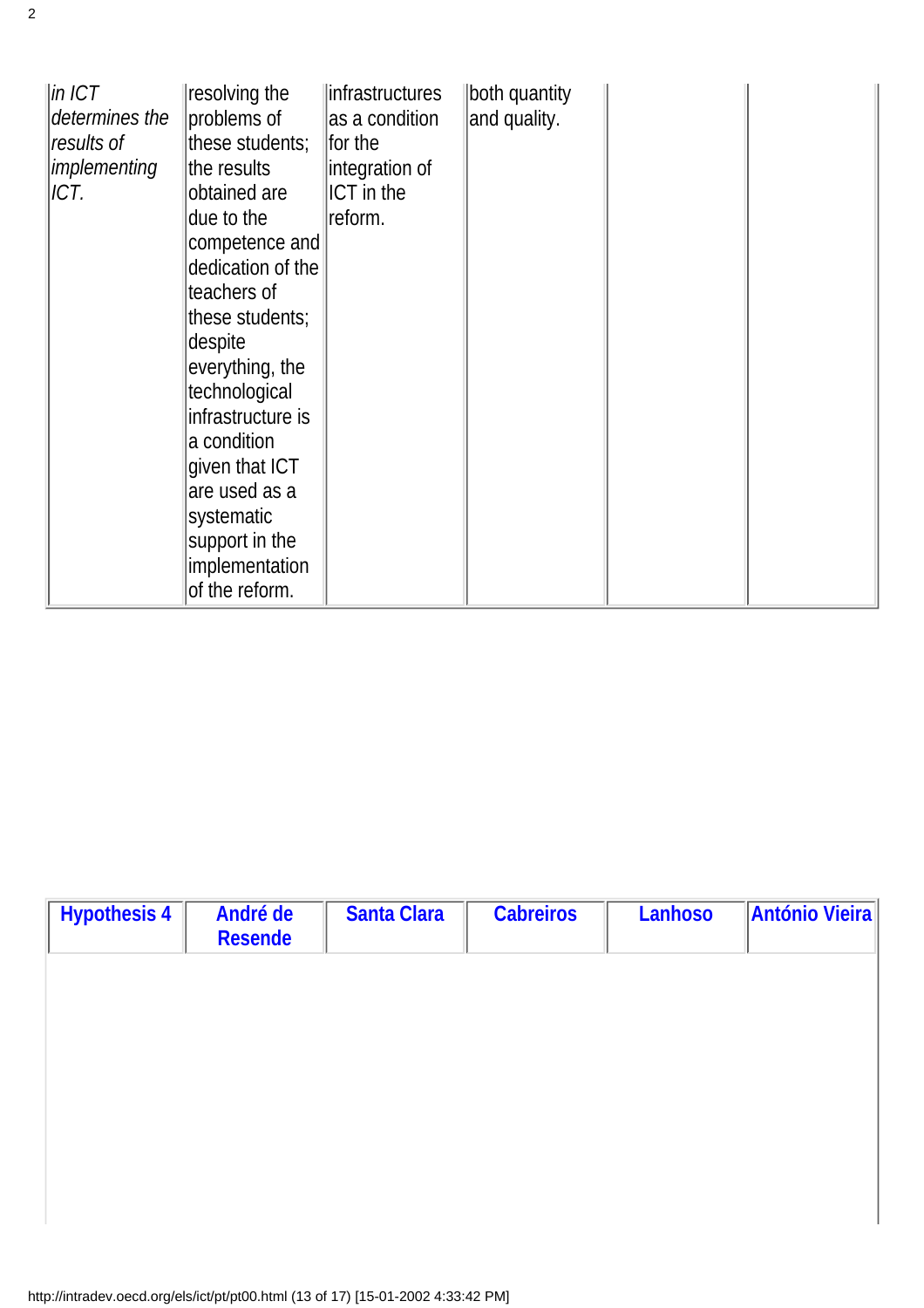| | | | | | |
|---|---|---|---|---|---|
| *in ICT determines the results of implementing ICT.* | resolving the problems of these students; the results obtained are due to the competence and dedication of the teachers of these students; despite everything, the technological infrastructure is a condition given that ICT are used as a systematic support in the implementation of the reform. | infrastructures as a condition for the integration of ICT in the reform. | both quantity and quality. | | |

| **Hypothesis 4** | **André de Resende** | **Santa Clara** | **Cabreiros** | **Lanhoso** | **António Vieira** |
|---|---|---|---|---|---|
| | | | | | |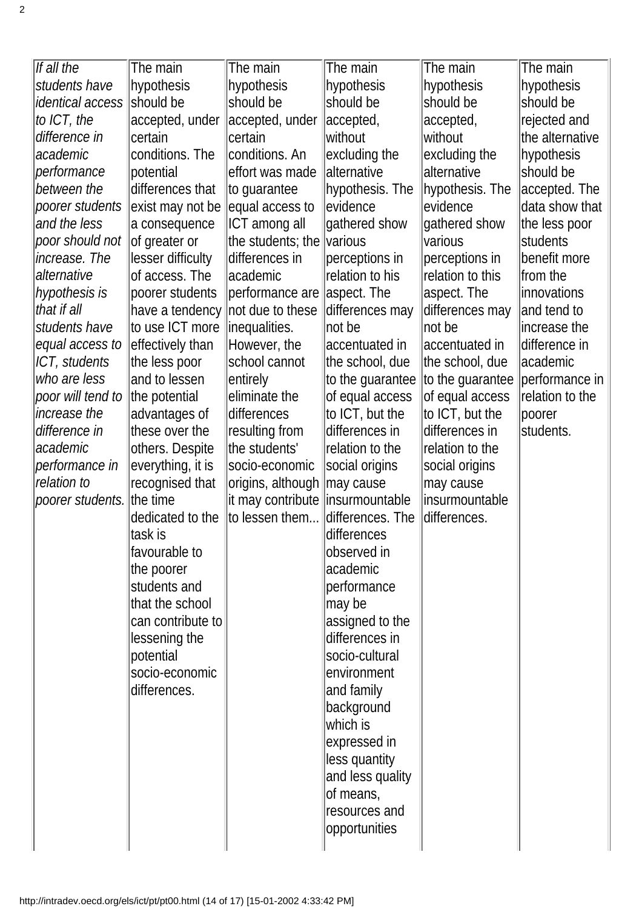| *If all the students have identical access to ICT, the difference in academic performance between the poorer students and the less poor should not increase. The alternative hypothesis is that if all students have equal access to ICT, students who are less poor will tend to increase the difference in academic performance in relation to poorer students.* | The main hypothesis should be accepted, under certain conditions. The potential differences that exist may not be a consequence of greater or lesser difficulty of access. The poorer students have a tendency to use ICT more effectively than the less poor and to lessen the potential advantages of these over the others. Despite everything, it is recognised that the time dedicated to the task is favourable to the poorer students and that the school can contribute to lessening the potential socio-economic differences. | The main hypothesis should be accepted, under certain conditions. An effort was made to guarantee equal access to ICT among all the students; the differences in academic performance are not due to these inequalities. However, the school cannot entirely eliminate the differences resulting from the students' socio-economic origins, although it may contribute to lessen them... | The main hypothesis should be accepted, without excluding the alternative hypothesis. The evidence gathered show various perceptions in relation to his aspect. The differences may not be accentuated in the school, due to the guarantee of equal access to ICT, but the differences in relation to the social origins may cause insurmountable differences. The differences observed in academic performance may be assigned to the differences in socio-cultural environment and family background which is expressed in less quantity and less quality of means, resources and opportunities | The main hypothesis should be accepted, without excluding the alternative hypothesis. The evidence gathered show various perceptions in relation to this aspect. The differences may not be accentuated in the school, due to the guarantee of equal access to ICT, but the differences in relation to the social origins may cause insurmountable differences. | The main hypothesis should be rejected and the alternative hypothesis should be accepted. The data show that the less poor students benefit more from the innovations and tend to increase the difference in academic performance in relation to the poorer students. |
|---|---|---|---|---|---|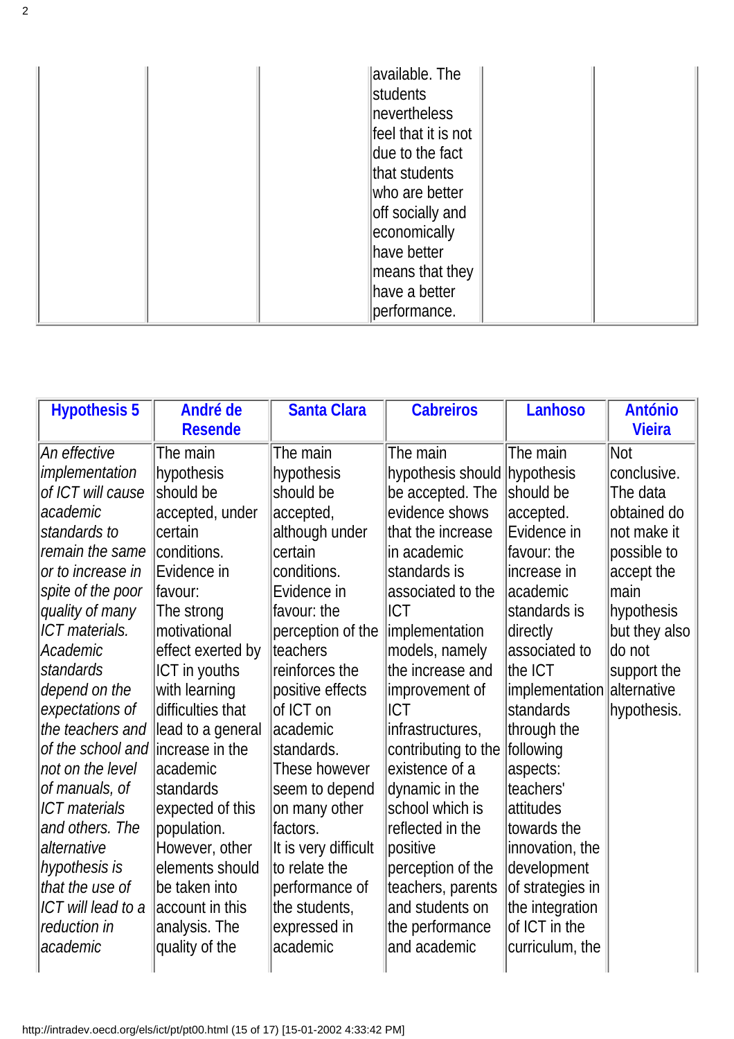| | | | | | |
|---|---|---|---|---|---|
| | | | available. The students nevertheless feel that it is not due to the fact that students who are better off socially and economically have better means that they have a better performance. | | |

| Hypothesis 5 | André de Resende | Santa Clara | Cabreiros | Lanhoso | António Vieira |
|---|---|---|---|---|---|
| *An effective implementation of ICT will cause academic standards to remain the same or to increase in spite of the poor quality of many ICT materials. Academic standards depend on the expectations of the teachers and of the school and not on the level of manuals, of ICT materials and others. The alternative hypothesis is that the use of ICT will lead to a reduction in academic* | The main hypothesis should be accepted, under certain conditions. Evidence in favour: The strong motivational effect exerted by ICT in youths with learning difficulties that lead to a general increase in the academic standards expected of this population. However, other elements should be taken into account in this analysis. The quality of the | The main hypothesis should be accepted, although under certain conditions. Evidence in favour: the perception of the teachers reinforces the positive effects of ICT on academic standards. These however seem to depend on many other factors. It is very difficult to relate the performance of the students, expressed in academic | The main hypothesis should be accepted. The evidence shows that the increase in academic standards is associated to the ICT implementation models, namely the increase and improvement of ICT infrastructures, contributing to the existence of a dynamic in the school which is reflected in the positive perception of the teachers, parents and students on the performance and academic | The main hypothesis should be accepted. Evidence in favour: the increase in academic standards is directly associated to the ICT implementation standards through the following aspects: teachers' attitudes towards the innovation, the development of strategies in the integration of ICT in the curriculum, the | Not conclusive. The data obtained do not make it possible to accept the main hypothesis but they also do not support the alternative hypothesis. |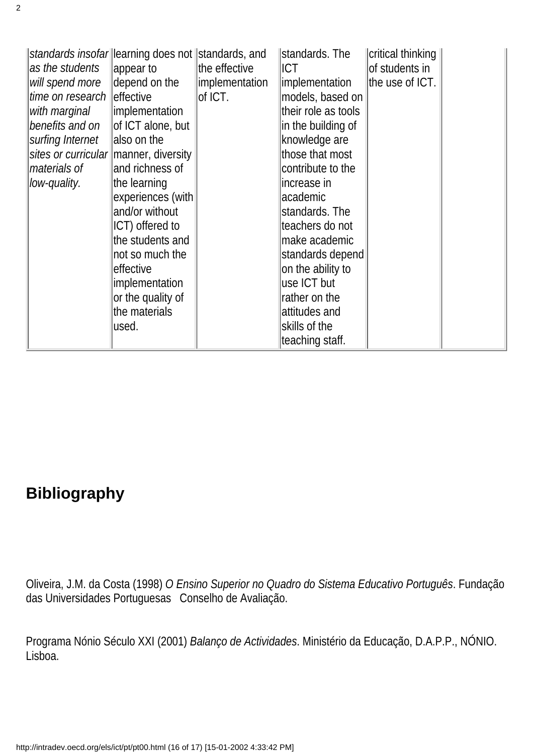| | | | | | |
|---|---|---|---|---|---|
| *standards insofar as the students will spend more time on research with marginal benefits and on surfing Internet sites or curricular materials of low-quality.* | learning does not appear to depend on the effective implementation of ICT alone, but also on the manner, diversity and richness of the learning experiences (with and/or without ICT) offered to the students and not so much the effective implementation or the quality of the materials used. | standards, and the effective implementation of ICT. | standards. The ICT implementation models, based on their role as tools in the building of knowledge are those that most contribute to the increase in academic standards. The teachers do not make academic standards depend on the ability to use ICT but rather on the attitudes and skills of the teaching staff. | critical thinking of students in the use of ICT. | |

## Bibliography

Oliveira, J.M. da Costa (1998) *O Ensino Superior no Quadro do Sistema Educativo Português*. Fundação das Universidades Portuguesas Conselho de Avaliação.

Programa Nónio Século XXI (2001) *Balanço de Actividades*. Ministério da Educação, D.A.P.P., NÓNIO. Lisboa.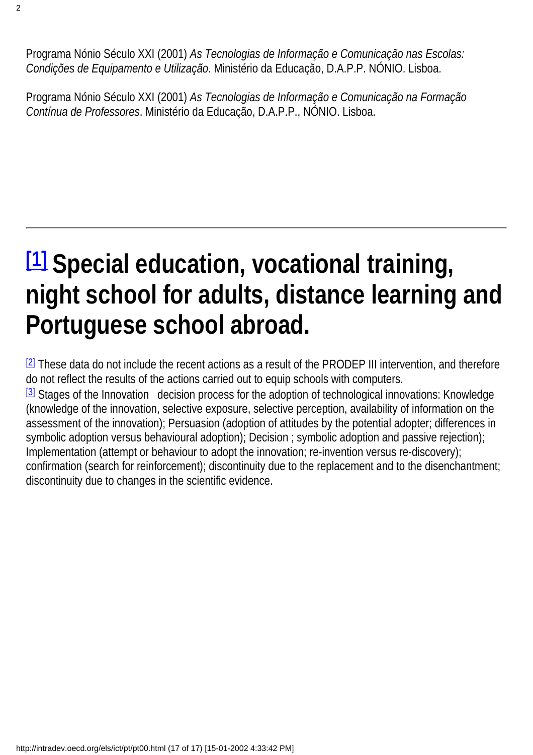Programa Nónio Século XXI (2001) *As Tecnologias de Informação e Comunicação nas Escolas: Condições de Equipamento e Utilização*. Ministério da Educação, D.A.P.P. NÓNIO. Lisboa.

Programa Nónio Século XXI (2001) *As Tecnologias de Informação e Comunicação na Formação Contínua de Professores*. Ministério da Educação, D.A.P.P., NÓNIO. Lisboa.

---

# [1] Special education, vocational training, night school for adults, distance learning and Portuguese school abroad.

[2] These data do not include the recent actions as a result of the PRODEP III intervention, and therefore do not reflect the results of the actions carried out to equip schools with computers.

[3] Stages of the Innovation decision process for the adoption of technological innovations: Knowledge (knowledge of the innovation, selective exposure, selective perception, availability of information on the assessment of the innovation); Persuasion (adoption of attitudes by the potential adopter; differences in symbolic adoption versus behavioural adoption); Decision ; symbolic adoption and passive rejection); Implementation (attempt or behaviour to adopt the innovation; re-invention versus re-discovery); confirmation (search for reinforcement); discontinuity due to the replacement and to the disenchantment; discontinuity due to changes in the scientific evidence.